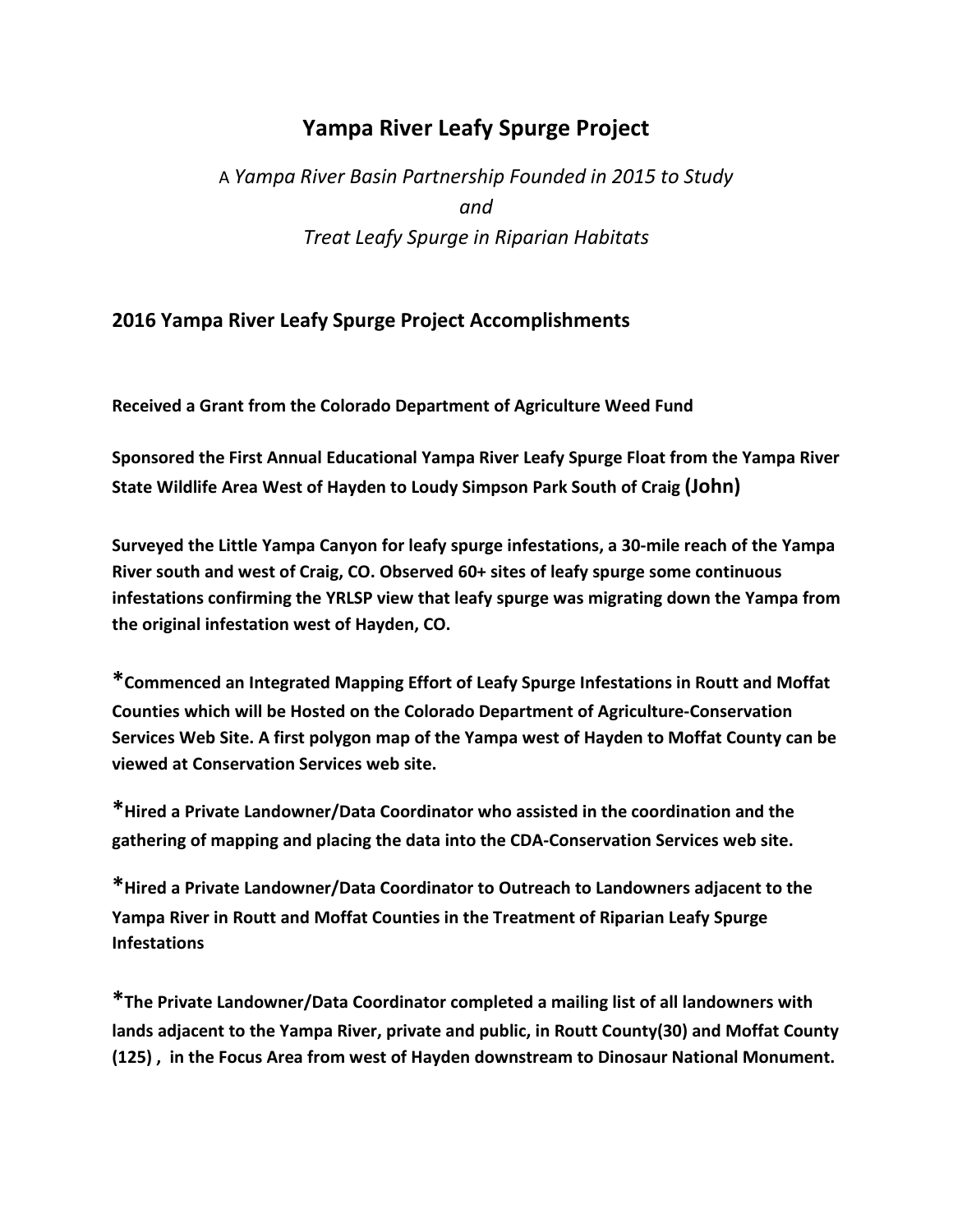# Yampa River Leafy Spurge Project

A *Yampa River Basin Partnership Founded in 2015 to Study*
*and*
*Treat Leafy Spurge in Riparian Habitats*

## 2016 Yampa River Leafy Spurge Project Accomplishments

**Received a Grant from the Colorado Department of Agriculture Weed Fund**

**Sponsored the First Annual Educational Yampa River Leafy Spurge Float from the Yampa River State Wildlife Area West of Hayden to Loudy Simpson Park South of Craig (John)**

**Surveyed the Little Yampa Canyon for leafy spurge infestations, a 30-mile reach of the Yampa River south and west of Craig, CO. Observed 60+ sites of leafy spurge some continuous infestations confirming the YRLSP view that leafy spurge was migrating down the Yampa from the original infestation west of Hayden, CO.**

**\*Commenced an Integrated Mapping Effort of Leafy Spurge Infestations in Routt and Moffat Counties which will be Hosted on the Colorado Department of Agriculture-Conservation Services Web Site. A first polygon map of the Yampa west of Hayden to Moffat County can be viewed at Conservation Services web site.**

**\*Hired a Private Landowner/Data Coordinator who assisted in the coordination and the gathering of mapping and placing the data into the CDA-Conservation Services web site.**

**\*Hired a Private Landowner/Data Coordinator to Outreach to Landowners adjacent to the Yampa River in Routt and Moffat Counties in the Treatment of Riparian Leafy Spurge Infestations**

**\*The Private Landowner/Data Coordinator completed a mailing list of all landowners with lands adjacent to the Yampa River, private and public, in Routt County(30) and Moffat County (125) , in the Focus Area from west of Hayden downstream to Dinosaur National Monument.**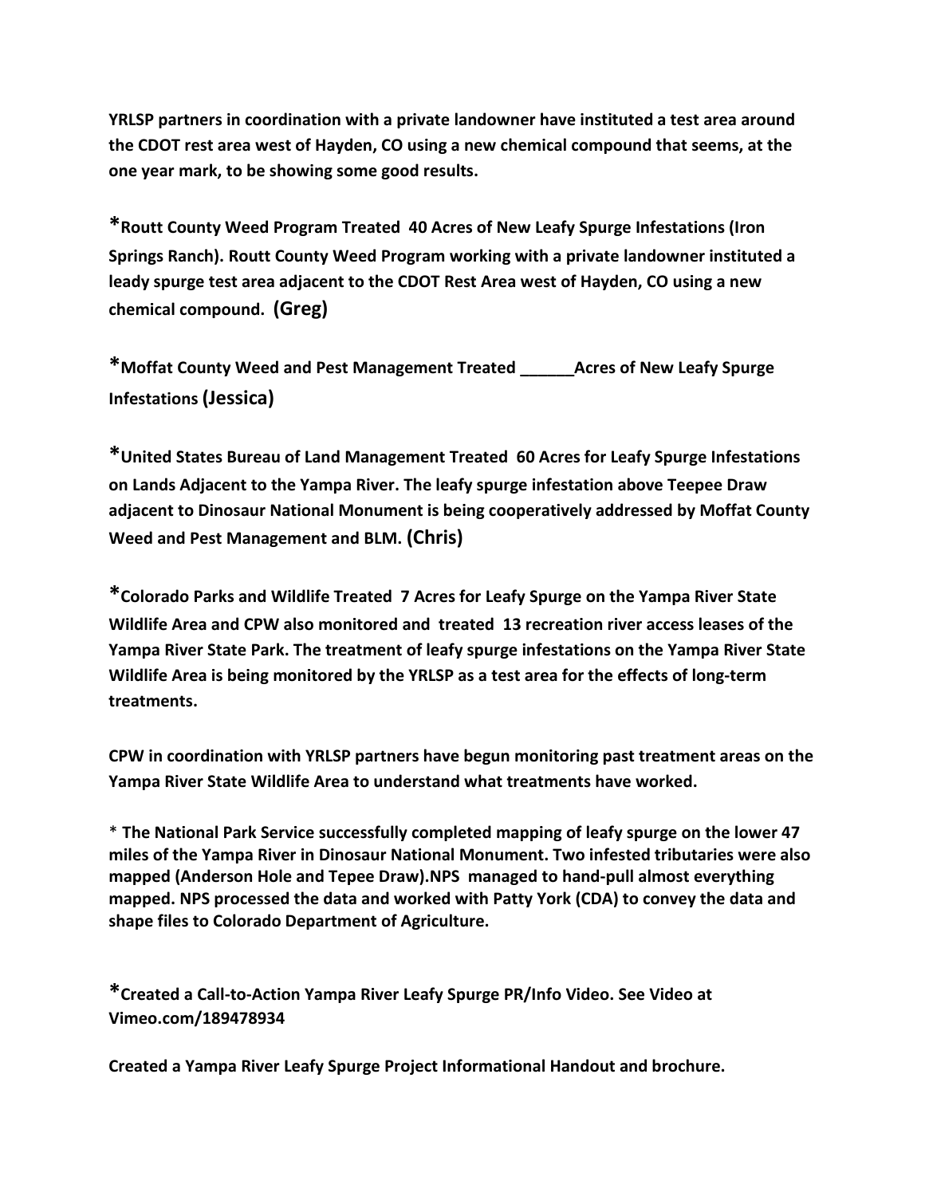**YRLSP partners in coordination with a private landowner have instituted a test area around the CDOT rest area west of Hayden, CO using a new chemical compound that seems, at the one year mark, to be showing some good results.**

**\*Routt County Weed Program Treated 40 Acres of New Leafy Spurge Infestations (Iron Springs Ranch). Routt County Weed Program working with a private landowner instituted a leady spurge test area adjacent to the CDOT Rest Area west of Hayden, CO using a new chemical compound. (Greg)**

**\*Moffat County Weed and Pest Management Treated ______Acres of New Leafy Spurge Infestations (Jessica)**

**\*United States Bureau of Land Management Treated 60 Acres for Leafy Spurge Infestations on Lands Adjacent to the Yampa River. The leafy spurge infestation above Teepee Draw adjacent to Dinosaur National Monument is being cooperatively addressed by Moffat County Weed and Pest Management and BLM. (Chris)**

**\*Colorado Parks and Wildlife Treated 7 Acres for Leafy Spurge on the Yampa River State Wildlife Area and CPW also monitored and treated 13 recreation river access leases of the Yampa River State Park. The treatment of leafy spurge infestations on the Yampa River State Wildlife Area is being monitored by the YRLSP as a test area for the effects of long-term treatments.**

**CPW in coordination with YRLSP partners have begun monitoring past treatment areas on the Yampa River State Wildlife Area to understand what treatments have worked.**

\* **The National Park Service successfully completed mapping of leafy spurge on the lower 47 miles of the Yampa River in Dinosaur National Monument. Two infested tributaries were also mapped (Anderson Hole and Tepee Draw).NPS managed to hand-pull almost everything mapped. NPS processed the data and worked with Patty York (CDA) to convey the data and shape files to Colorado Department of Agriculture.**

**\*Created a Call-to-Action Yampa River Leafy Spurge PR/Info Video. See Video at Vimeo.com/189478934**

**Created a Yampa River Leafy Spurge Project Informational Handout and brochure.**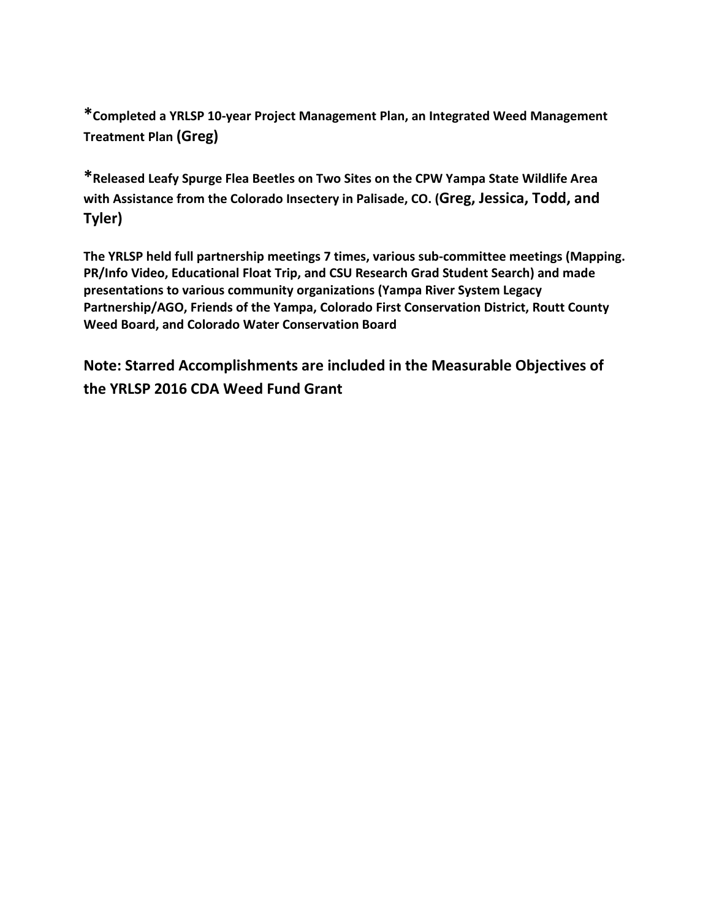**\*Completed a YRLSP 10-year Project Management Plan, an Integrated Weed Management Treatment Plan (Greg)**

**\*Released Leafy Spurge Flea Beetles on Two Sites on the CPW Yampa State Wildlife Area with Assistance from the Colorado Insectery in Palisade, CO. (Greg, Jessica, Todd, and Tyler)**

**The YRLSP held full partnership meetings 7 times, various sub-committee meetings (Mapping. PR/Info Video, Educational Float Trip, and CSU Research Grad Student Search) and made presentations to various community organizations (Yampa River System Legacy Partnership/AGO, Friends of the Yampa, Colorado First Conservation District, Routt County Weed Board, and Colorado Water Conservation Board**

**Note: Starred Accomplishments are included in the Measurable Objectives of the YRLSP 2016 CDA Weed Fund Grant**